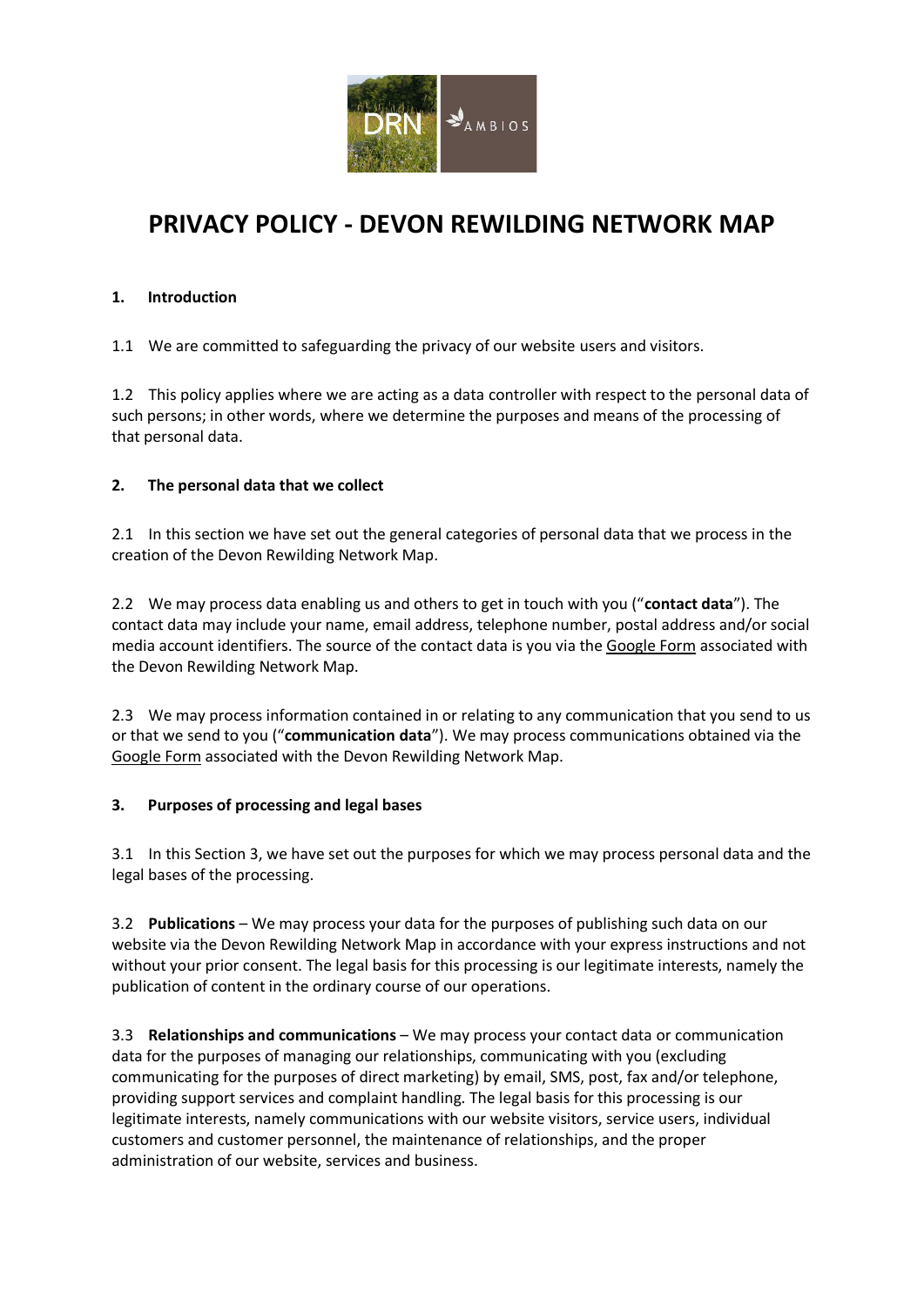# PRIVACY POLICY - DEVON REWILDING NETWORK MAP

## 1. Introduction

1.1 We are committed to safeguarding the privacy of our website users and visitors.

1.2 This policy applies where we are acting as a data controller with respect to the personal data of such persons; in other words, where we determine the purposes and means of the processing of that personal data.

## 2. The personal data that we collect

2.1 In this section we have set out the general categories of personal data that we process in the creation of the Devon Rewilding Network Map.

2.2 We may process data enabling us and others to get in touch with you ("**contact data**"). The contact data may include your name, email address, telephone number, postal address and/or social media account identifiers. The source of the contact data is you via the Google Form associated with the Devon Rewilding Network Map.

2.3 We may process information contained in or relating to any communication that you send to us or that we send to you ("**communication data**"). We may process communications obtained via the Google Form associated with the Devon Rewilding Network Map.

## 3. Purposes of processing and legal bases

3.1 In this Section 3, we have set out the purposes for which we may process personal data and the legal bases of the processing.

3.2 **Publications** – We may process your data for the purposes of publishing such data on our website via the Devon Rewilding Network Map in accordance with your express instructions and not without your prior consent. The legal basis for this processing is our legitimate interests, namely the publication of content in the ordinary course of our operations.

3.3 **Relationships and communications** – We may process your contact data or communication data for the purposes of managing our relationships, communicating with you (excluding communicating for the purposes of direct marketing) by email, SMS, post, fax and/or telephone, providing support services and complaint handling. The legal basis for this processing is our legitimate interests, namely communications with our website visitors, service users, individual customers and customer personnel, the maintenance of relationships, and the proper administration of our website, services and business.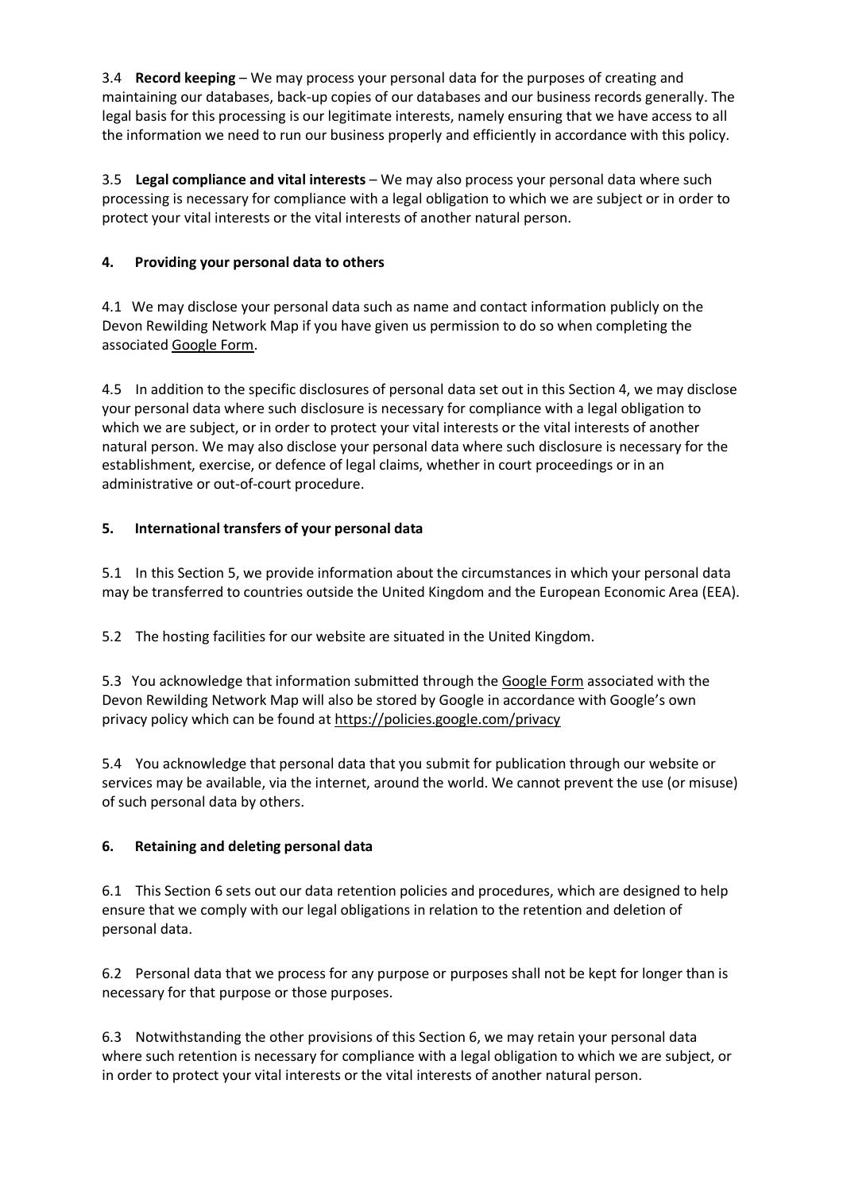3.4 **Record keeping** – We may process your personal data for the purposes of creating and maintaining our databases, back-up copies of our databases and our business records generally. The legal basis for this processing is our legitimate interests, namely ensuring that we have access to all the information we need to run our business properly and efficiently in accordance with this policy.

3.5 **Legal compliance and vital interests** – We may also process your personal data where such processing is necessary for compliance with a legal obligation to which we are subject or in order to protect your vital interests or the vital interests of another natural person.

## 4. Providing your personal data to others

4.1 We may disclose your personal data such as name and contact information publicly on the Devon Rewilding Network Map if you have given us permission to do so when completing the associated Google Form.

4.5 In addition to the specific disclosures of personal data set out in this Section 4, we may disclose your personal data where such disclosure is necessary for compliance with a legal obligation to which we are subject, or in order to protect your vital interests or the vital interests of another natural person. We may also disclose your personal data where such disclosure is necessary for the establishment, exercise, or defence of legal claims, whether in court proceedings or in an administrative or out-of-court procedure.

## 5. International transfers of your personal data

5.1 In this Section 5, we provide information about the circumstances in which your personal data may be transferred to countries outside the United Kingdom and the European Economic Area (EEA).

5.2 The hosting facilities for our website are situated in the United Kingdom.

5.3 You acknowledge that information submitted through the Google Form associated with the Devon Rewilding Network Map will also be stored by Google in accordance with Google's own privacy policy which can be found at https://policies.google.com/privacy

5.4 You acknowledge that personal data that you submit for publication through our website or services may be available, via the internet, around the world. We cannot prevent the use (or misuse) of such personal data by others.

## 6. Retaining and deleting personal data

6.1 This Section 6 sets out our data retention policies and procedures, which are designed to help ensure that we comply with our legal obligations in relation to the retention and deletion of personal data.

6.2 Personal data that we process for any purpose or purposes shall not be kept for longer than is necessary for that purpose or those purposes.

6.3 Notwithstanding the other provisions of this Section 6, we may retain your personal data where such retention is necessary for compliance with a legal obligation to which we are subject, or in order to protect your vital interests or the vital interests of another natural person.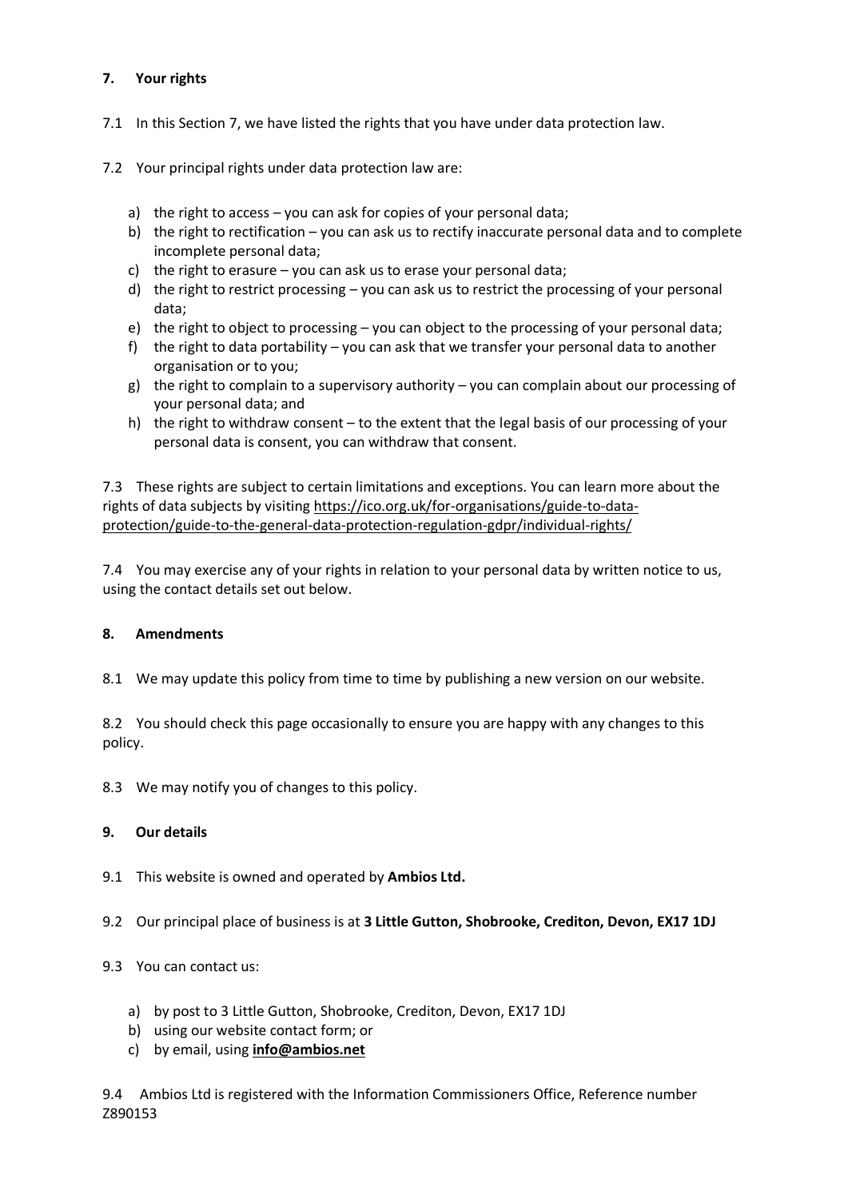## 7. Your rights

7.1 In this Section 7, we have listed the rights that you have under data protection law.

7.2 Your principal rights under data protection law are:

a) the right to access – you can ask for copies of your personal data;
b) the right to rectification – you can ask us to rectify inaccurate personal data and to complete incomplete personal data;
c) the right to erasure – you can ask us to erase your personal data;
d) the right to restrict processing – you can ask us to restrict the processing of your personal data;
e) the right to object to processing – you can object to the processing of your personal data;
f) the right to data portability – you can ask that we transfer your personal data to another organisation or to you;
g) the right to complain to a supervisory authority – you can complain about our processing of your personal data; and
h) the right to withdraw consent – to the extent that the legal basis of our processing of your personal data is consent, you can withdraw that consent.

7.3 These rights are subject to certain limitations and exceptions. You can learn more about the rights of data subjects by visiting https://ico.org.uk/for-organisations/guide-to-data-protection/guide-to-the-general-data-protection-regulation-gdpr/individual-rights/

7.4 You may exercise any of your rights in relation to your personal data by written notice to us, using the contact details set out below.

## 8. Amendments

8.1 We may update this policy from time to time by publishing a new version on our website.

8.2 You should check this page occasionally to ensure you are happy with any changes to this policy.

8.3 We may notify you of changes to this policy.

## 9. Our details

9.1 This website is owned and operated by **Ambios Ltd.**

9.2 Our principal place of business is at **3 Little Gutton, Shobrooke, Crediton, Devon, EX17 1DJ**

9.3 You can contact us:

a) by post to 3 Little Gutton, Shobrooke, Crediton, Devon, EX17 1DJ
b) using our website contact form; or
c) by email, using **info@ambios.net**

9.4 Ambios Ltd is registered with the Information Commissioners Office, Reference number Z890153